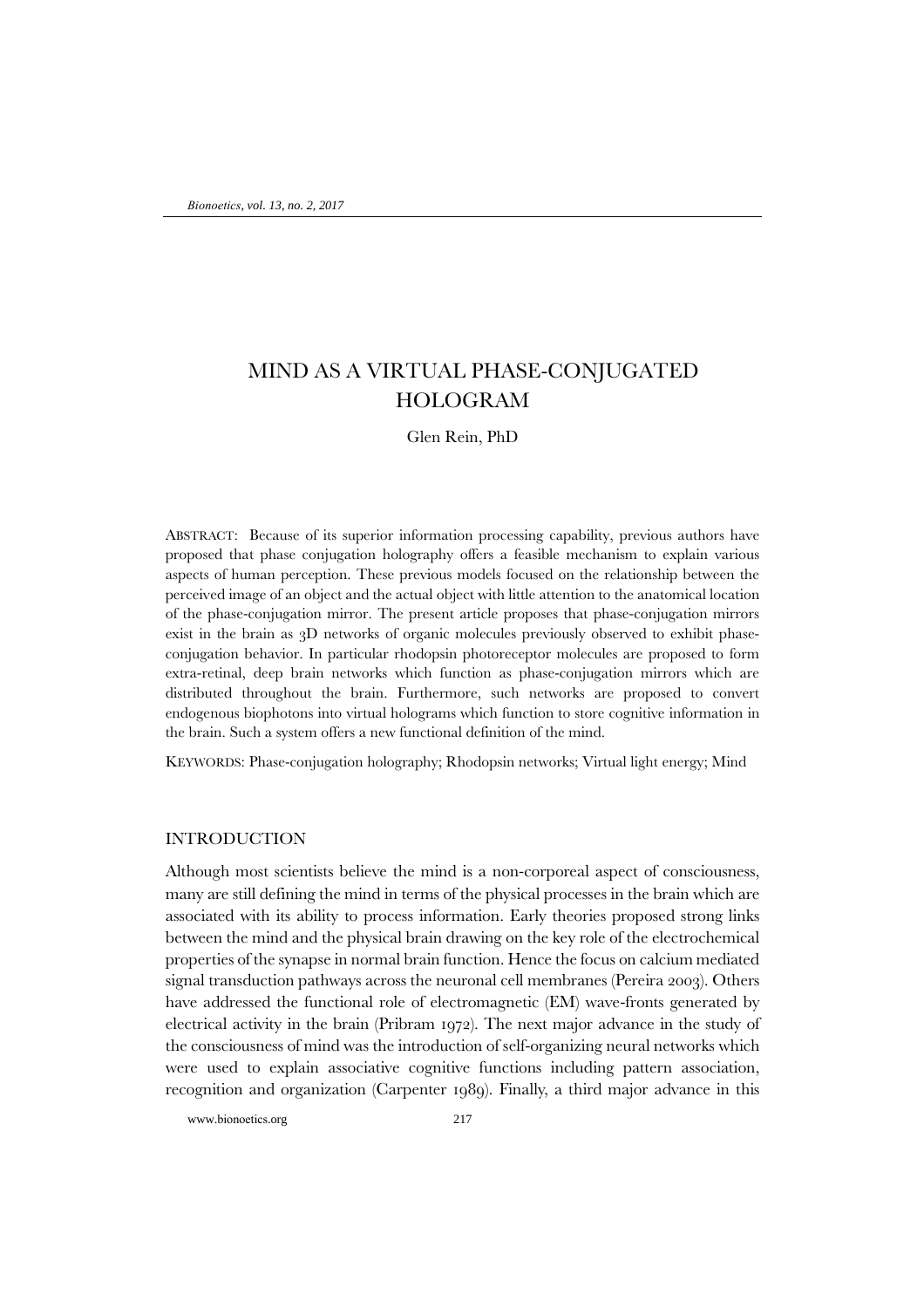# MIND AS A VIRTUAL PHASE-CONJUGATED HOLOGRAM

Glen Rein, PhD

ABSTRACT: Because of its superior information processing capability, previous authors have proposed that phase conjugation holography offers a feasible mechanism to explain various aspects of human perception. These previous models focused on the relationship between the perceived image of an object and the actual object with little attention to the anatomical location of the phase-conjugation mirror. The present article proposes that phase-conjugation mirrors exist in the brain as 3D networks of organic molecules previously observed to exhibit phase-conjugation behavior. In particular rhodopsin photoreceptor molecules are proposed to form extra-retinal, deep brain networks which function as phase-conjugation mirrors which are distributed throughout the brain. Furthermore, such networks are proposed to convert endogenous biophotons into virtual holograms which function to store cognitive information in the brain. Such a system offers a new functional definition of the mind.

KEYWORDS: Phase-conjugation holography; Rhodopsin networks; Virtual light energy; Mind

## INTRODUCTION

Although most scientists believe the mind is a non-corporeal aspect of consciousness, many are still defining the mind in terms of the physical processes in the brain which are associated with its ability to process information. Early theories proposed strong links between the mind and the physical brain drawing on the key role of the electrochemical properties of the synapse in normal brain function. Hence the focus on calcium mediated signal transduction pathways across the neuronal cell membranes (Pereira 2003). Others have addressed the functional role of electromagnetic (EM) wave-fronts generated by electrical activity in the brain (Pribram 1972). The next major advance in the study of the consciousness of mind was the introduction of self-organizing neural networks which were used to explain associative cognitive functions including pattern association, recognition and organization (Carpenter 1989). Finally, a third major advance in this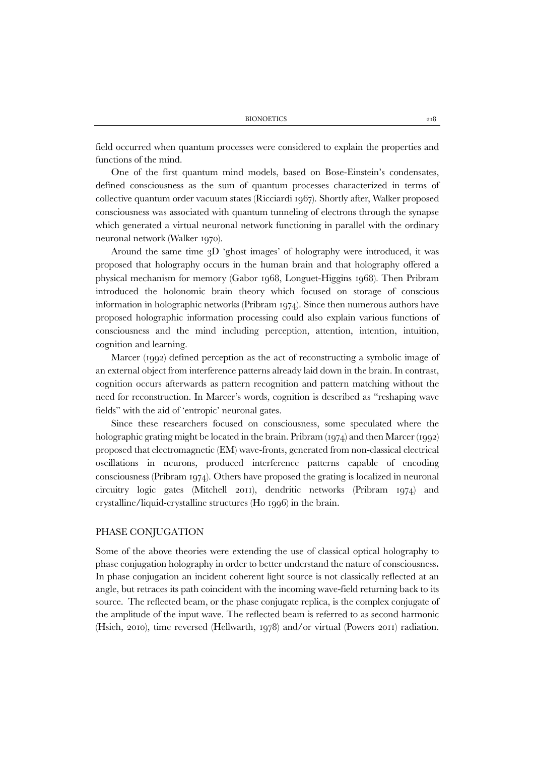field occurred when quantum processes were considered to explain the properties and functions of the mind.

One of the first quantum mind models, based on Bose-Einstein's condensates, defined consciousness as the sum of quantum processes characterized in terms of collective quantum order vacuum states (Ricciardi 1967). Shortly after, Walker proposed consciousness was associated with quantum tunneling of electrons through the synapse which generated a virtual neuronal network functioning in parallel with the ordinary neuronal network (Walker 1970).

Around the same time 3D 'ghost images' of holography were introduced, it was proposed that holography occurs in the human brain and that holography offered a physical mechanism for memory (Gabor 1968, Longuet-Higgins 1968). Then Pribram introduced the holonomic brain theory which focused on storage of conscious information in holographic networks (Pribram 1974). Since then numerous authors have proposed holographic information processing could also explain various functions of consciousness and the mind including perception, attention, intention, intuition, cognition and learning.

Marcer (1992) defined perception as the act of reconstructing a symbolic image of an external object from interference patterns already laid down in the brain. In contrast, cognition occurs afterwards as pattern recognition and pattern matching without the need for reconstruction. In Marcer's words, cognition is described as "reshaping wave fields" with the aid of 'entropic' neuronal gates.

Since these researchers focused on consciousness, some speculated where the holographic grating might be located in the brain. Pribram (1974) and then Marcer (1992) proposed that electromagnetic (EM) wave-fronts, generated from non-classical electrical oscillations in neurons, produced interference patterns capable of encoding consciousness (Pribram 1974). Others have proposed the grating is localized in neuronal circuitry logic gates (Mitchell 2011), dendritic networks (Pribram 1974) and crystalline/liquid-crystalline structures (Ho 1996) in the brain.

## PHASE CONJUGATION

Some of the above theories were extending the use of classical optical holography to phase conjugation holography in order to better understand the nature of consciousness**.** In phase conjugation an incident coherent light source is not classically reflected at an angle, but retraces its path coincident with the incoming wave-field returning back to its source. The reflected beam, or the phase conjugate replica, is the complex conjugate of the amplitude of the input wave. The reflected beam is referred to as second harmonic (Hsieh, 2010), time reversed (Hellwarth, 1978) and/or virtual (Powers 2011) radiation.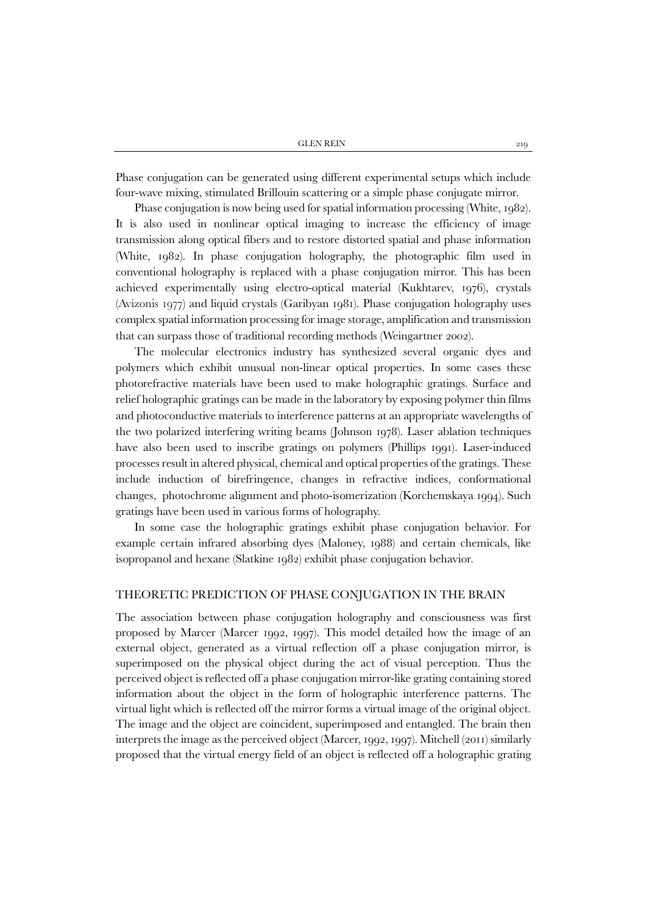Phase conjugation can be generated using different experimental setups which include four-wave mixing, stimulated Brillouin scattering or a simple phase conjugate mirror.

Phase conjugation is now being used for spatial information processing (White, 1982). It is also used in nonlinear optical imaging to increase the efficiency of image transmission along optical fibers and to restore distorted spatial and phase information (White, 1982). In phase conjugation holography, the photographic film used in conventional holography is replaced with a phase conjugation mirror. This has been achieved experimentally using electro-optical material (Kukhtarev, 1976), crystals (Avizonis 1977) and liquid crystals (Garibyan 1981). Phase conjugation holography uses complex spatial information processing for image storage, amplification and transmission that can surpass those of traditional recording methods (Weingartner 2002).

The molecular electronics industry has synthesized several organic dyes and polymers which exhibit unusual non-linear optical properties. In some cases these photorefractive materials have been used to make holographic gratings. Surface and relief holographic gratings can be made in the laboratory by exposing polymer thin films and photoconductive materials to interference patterns at an appropriate wavelengths of the two polarized interfering writing beams (Johnson 1978). Laser ablation techniques have also been used to inscribe gratings on polymers (Phillips 1991). Laser-induced processes result in altered physical, chemical and optical properties of the gratings. These include induction of birefringence, changes in refractive indices, conformational changes, photochrome alignment and photo-isomerization (Korchemskaya 1994). Such gratings have been used in various forms of holography.

In some case the holographic gratings exhibit phase conjugation behavior. For example certain infrared absorbing dyes (Maloney, 1988) and certain chemicals, like isopropanol and hexane (Slatkine 1982) exhibit phase conjugation behavior.

## THEORETIC PREDICTION OF PHASE CONJUGATION IN THE BRAIN

The association between phase conjugation holography and consciousness was first proposed by Marcer (Marcer 1992, 1997). This model detailed how the image of an external object, generated as a virtual reflection off a phase conjugation mirror, is superimposed on the physical object during the act of visual perception. Thus the perceived object is reflected off a phase conjugation mirror-like grating containing stored information about the object in the form of holographic interference patterns. The virtual light which is reflected off the mirror forms a virtual image of the original object. The image and the object are coincident, superimposed and entangled. The brain then interprets the image as the perceived object (Marcer, 1992, 1997). Mitchell (2011) similarly proposed that the virtual energy field of an object is reflected off a holographic grating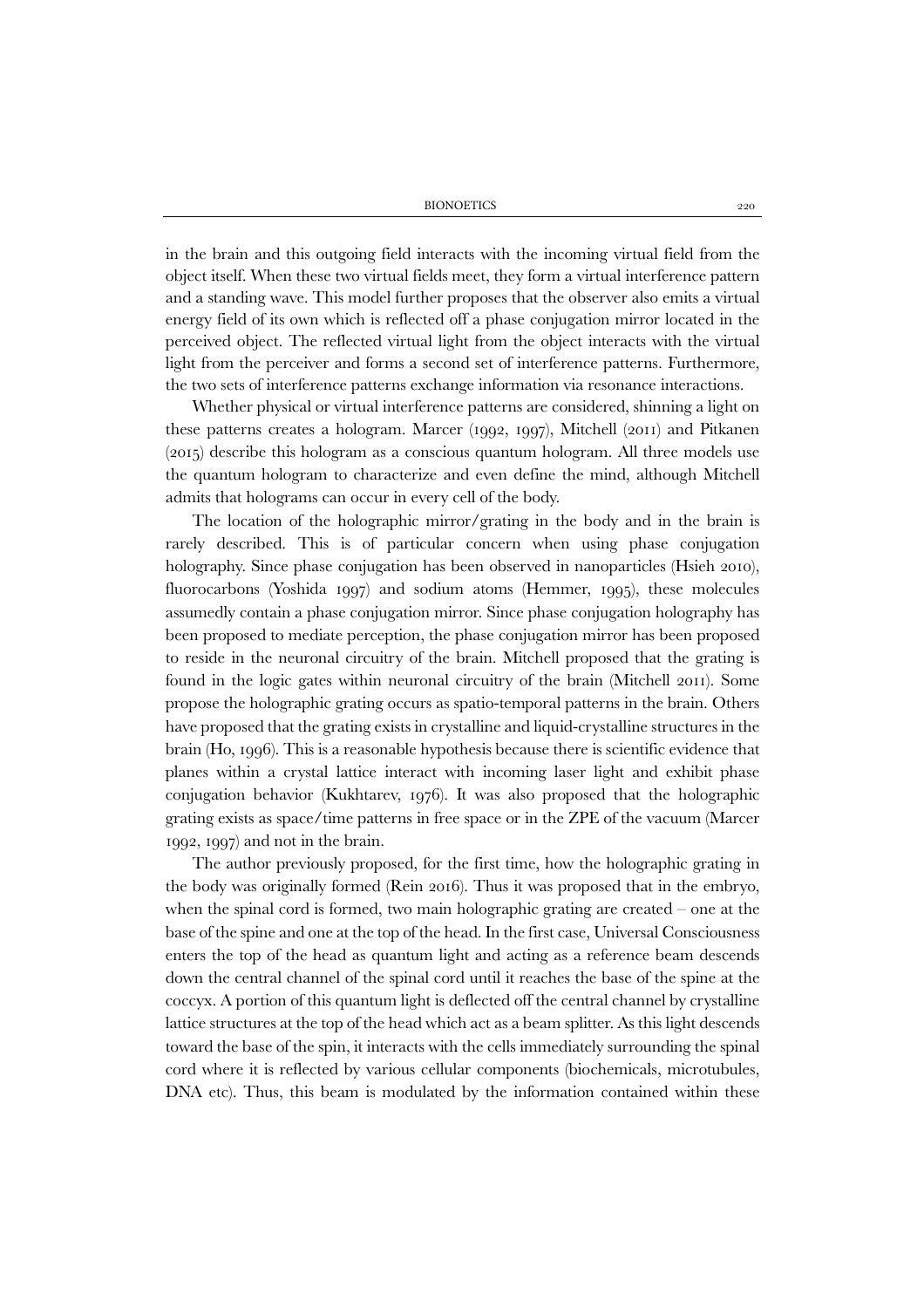in the brain and this outgoing field interacts with the incoming virtual field from the object itself. When these two virtual fields meet, they form a virtual interference pattern and a standing wave. This model further proposes that the observer also emits a virtual energy field of its own which is reflected off a phase conjugation mirror located in the perceived object. The reflected virtual light from the object interacts with the virtual light from the perceiver and forms a second set of interference patterns. Furthermore, the two sets of interference patterns exchange information via resonance interactions.

Whether physical or virtual interference patterns are considered, shinning a light on these patterns creates a hologram. Marcer (1992, 1997), Mitchell (2011) and Pitkanen (2015) describe this hologram as a conscious quantum hologram. All three models use the quantum hologram to characterize and even define the mind, although Mitchell admits that holograms can occur in every cell of the body.

The location of the holographic mirror/grating in the body and in the brain is rarely described. This is of particular concern when using phase conjugation holography. Since phase conjugation has been observed in nanoparticles (Hsieh 2010), fluorocarbons (Yoshida 1997) and sodium atoms (Hemmer, 1995), these molecules assumedly contain a phase conjugation mirror. Since phase conjugation holography has been proposed to mediate perception, the phase conjugation mirror has been proposed to reside in the neuronal circuitry of the brain. Mitchell proposed that the grating is found in the logic gates within neuronal circuitry of the brain (Mitchell 2011). Some propose the holographic grating occurs as spatio-temporal patterns in the brain. Others have proposed that the grating exists in crystalline and liquid-crystalline structures in the brain (Ho, 1996). This is a reasonable hypothesis because there is scientific evidence that planes within a crystal lattice interact with incoming laser light and exhibit phase conjugation behavior (Kukhtarev, 1976). It was also proposed that the holographic grating exists as space/time patterns in free space or in the ZPE of the vacuum (Marcer 1992, 1997) and not in the brain.

The author previously proposed, for the first time, how the holographic grating in the body was originally formed (Rein 2016). Thus it was proposed that in the embryo, when the spinal cord is formed, two main holographic grating are created – one at the base of the spine and one at the top of the head. In the first case, Universal Consciousness enters the top of the head as quantum light and acting as a reference beam descends down the central channel of the spinal cord until it reaches the base of the spine at the coccyx. A portion of this quantum light is deflected off the central channel by crystalline lattice structures at the top of the head which act as a beam splitter. As this light descends toward the base of the spin, it interacts with the cells immediately surrounding the spinal cord where it is reflected by various cellular components (biochemicals, microtubules, DNA etc). Thus, this beam is modulated by the information contained within these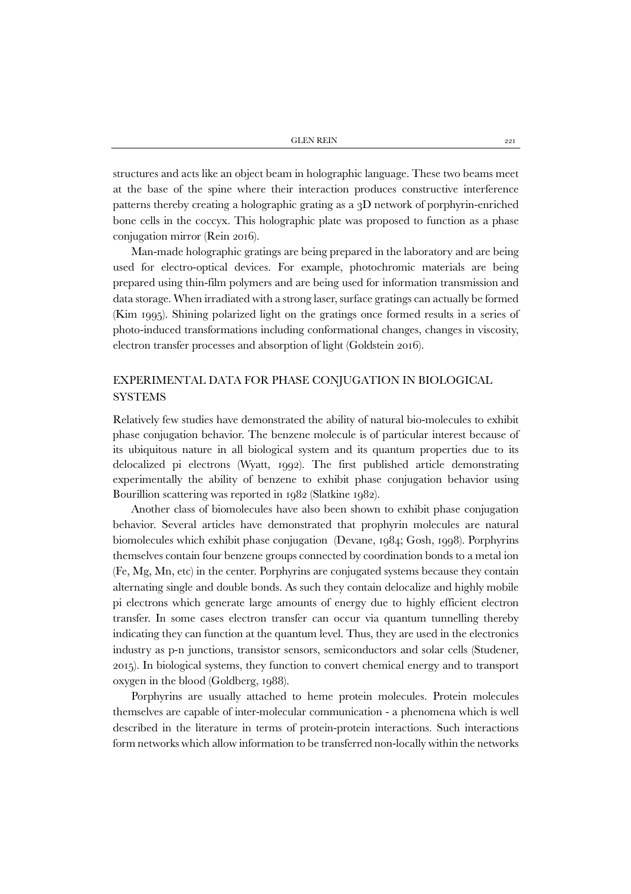structures and acts like an object beam in holographic language. These two beams meet at the base of the spine where their interaction produces constructive interference patterns thereby creating a holographic grating as a 3D network of porphyrin-enriched bone cells in the coccyx. This holographic plate was proposed to function as a phase conjugation mirror (Rein 2016).

Man-made holographic gratings are being prepared in the laboratory and are being used for electro-optical devices. For example, photochromic materials are being prepared using thin-film polymers and are being used for information transmission and data storage. When irradiated with a strong laser, surface gratings can actually be formed (Kim 1995). Shining polarized light on the gratings once formed results in a series of photo-induced transformations including conformational changes, changes in viscosity, electron transfer processes and absorption of light (Goldstein 2016).

## EXPERIMENTAL DATA FOR PHASE CONJUGATION IN BIOLOGICAL SYSTEMS

Relatively few studies have demonstrated the ability of natural bio-molecules to exhibit phase conjugation behavior. The benzene molecule is of particular interest because of its ubiquitous nature in all biological system and its quantum properties due to its delocalized pi electrons (Wyatt, 1992). The first published article demonstrating experimentally the ability of benzene to exhibit phase conjugation behavior using Bourillion scattering was reported in 1982 (Slatkine 1982).

Another class of biomolecules have also been shown to exhibit phase conjugation behavior. Several articles have demonstrated that prophyrin molecules are natural biomolecules which exhibit phase conjugation (Devane, 1984; Gosh, 1998). Porphyrins themselves contain four benzene groups connected by coordination bonds to a metal ion (Fe, Mg, Mn, etc) in the center. Porphyrins are conjugated systems because they contain alternating single and double bonds. As such they contain delocalize and highly mobile pi electrons which generate large amounts of energy due to highly efficient electron transfer. In some cases electron transfer can occur via quantum tunnelling thereby indicating they can function at the quantum level. Thus, they are used in the electronics industry as p-n junctions, transistor sensors, semiconductors and solar cells (Studener, 2015). In biological systems, they function to convert chemical energy and to transport oxygen in the blood (Goldberg, 1988).

Porphyrins are usually attached to heme protein molecules. Protein molecules themselves are capable of inter-molecular communication - a phenomena which is well described in the literature in terms of protein-protein interactions. Such interactions form networks which allow information to be transferred non-locally within the networks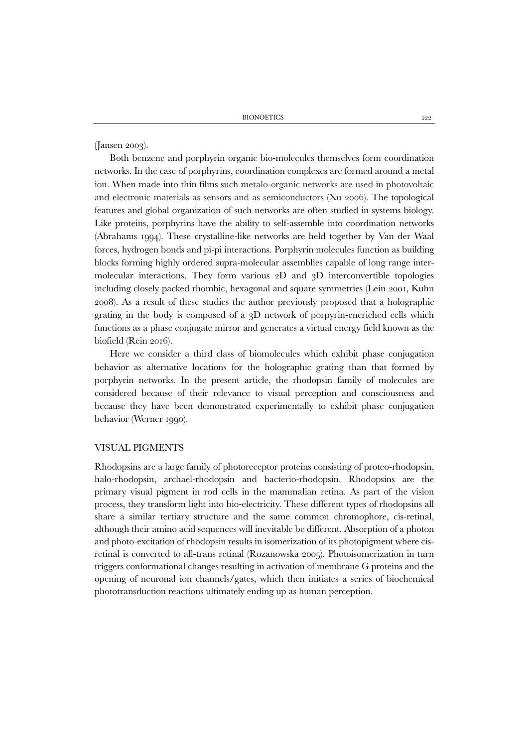(Jansen 2003).

Both benzene and porphyrin organic bio-molecules themselves form coordination networks. In the case of porphyrins, coordination complexes are formed around a metal ion. When made into thin films such metalo-organic networks are used in photovoltaic and electronic materials as sensors and as semiconductors (Xu 2006). The topological features and global organization of such networks are often studied in systems biology. Like proteins, porphyrins have the ability to self-assemble into coordination networks (Abrahams 1994). These crystalline-like networks are held together by Van der Waal forces, hydrogen bonds and pi-pi interactions. Porphyrin molecules function as building blocks forming highly ordered supra-molecular assemblies capable of long range inter-molecular interactions. They form various 2D and 3D interconvertible topologies including closely packed rhombic, hexagonal and square symmetries (Lein 2001, Kuhn 2008). As a result of these studies the author previously proposed that a holographic grating in the body is composed of a 3D network of porpyrin-encriched cells which functions as a phase conjugate mirror and generates a virtual energy field known as the biofield (Rein 2016).

Here we consider a third class of biomolecules which exhibit phase conjugation behavior as alternative locations for the holographic grating than that formed by porphyrin networks. In the present article, the rhodopsin family of molecules are considered because of their relevance to visual perception and consciousness and because they have been demonstrated experimentally to exhibit phase conjugation behavior (Werner 1990).

## VISUAL PIGMENTS

Rhodopsins are a large family of photoreceptor proteins consisting of proteo-rhodopsin, halo-rhodopsin, archael-rhodopsin and bacterio-rhodopsin. Rhodopsins are the primary visual pigment in rod cells in the mammalian retina. As part of the vision process, they transform light into bio-electricity. These different types of rhodopsins all share a similar tertiary structure and the same common chromophore, cis-retinal, although their amino acid sequences will inevitable be different. Absorption of a photon and photo-excitation of rhodopsin results in isomerization of its photopigment where cis-retinal is converted to all-trans retinal (Rozanowska 2005). Photoisomerization in turn triggers conformational changes resulting in activation of membrane G proteins and the opening of neuronal ion channels/gates, which then initiates a series of biochemical phototransduction reactions ultimately ending up as human perception.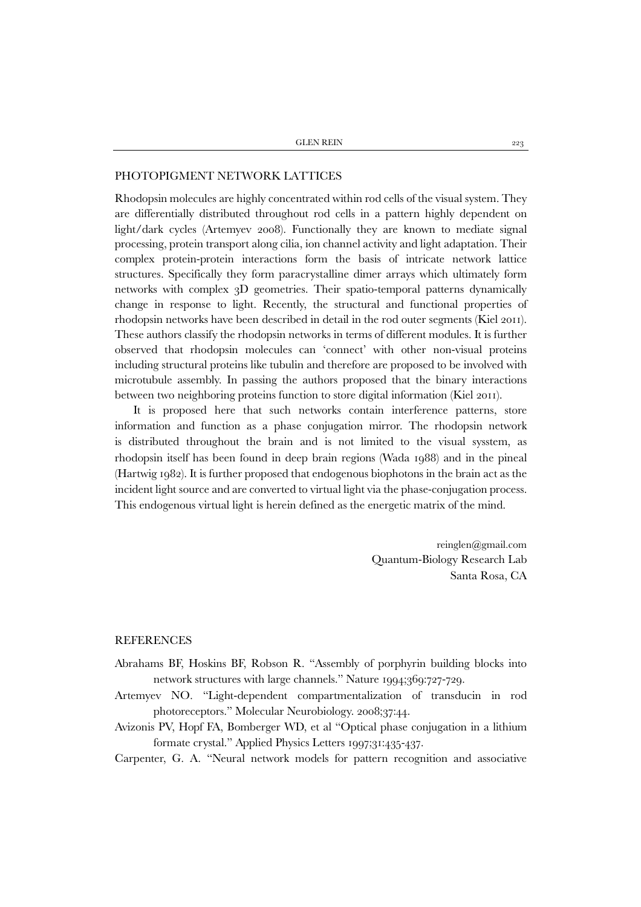## PHOTOPIGMENT NETWORK LATTICES

Rhodopsin molecules are highly concentrated within rod cells of the visual system. They are differentially distributed throughout rod cells in a pattern highly dependent on light/dark cycles (Artemyev 2008). Functionally they are known to mediate signal processing, protein transport along cilia, ion channel activity and light adaptation. Their complex protein-protein interactions form the basis of intricate network lattice structures. Specifically they form paracrystalline dimer arrays which ultimately form networks with complex 3D geometries. Their spatio-temporal patterns dynamically change in response to light. Recently, the structural and functional properties of rhodopsin networks have been described in detail in the rod outer segments (Kiel 2011). These authors classify the rhodopsin networks in terms of different modules. It is further observed that rhodopsin molecules can 'connect' with other non-visual proteins including structural proteins like tubulin and therefore are proposed to be involved with microtubule assembly. In passing the authors proposed that the binary interactions between two neighboring proteins function to store digital information (Kiel 2011).

It is proposed here that such networks contain interference patterns, store information and function as a phase conjugation mirror. The rhodopsin network is distributed throughout the brain and is not limited to the visual sysstem, as rhodopsin itself has been found in deep brain regions (Wada 1988) and in the pineal (Hartwig 1982). It is further proposed that endogenous biophotons in the brain act as the incident light source and are converted to virtual light via the phase-conjugation process. This endogenous virtual light is herein defined as the energetic matrix of the mind.

reinglen@gmail.com
Quantum-Biology Research Lab
Santa Rosa, CA

## REFERENCES

Abrahams BF, Hoskins BF, Robson R. "Assembly of porphyrin building blocks into network structures with large channels." Nature 1994;369:727-729.

Artemyev NO. "Light-dependent compartmentalization of transducin in rod photoreceptors." Molecular Neurobiology. 2008;37:44.

Avizonis PV, Hopf FA, Bomberger WD, et al "Optical phase conjugation in a lithium formate crystal." Applied Physics Letters 1997;31:435-437.

Carpenter, G. A. "Neural network models for pattern recognition and associative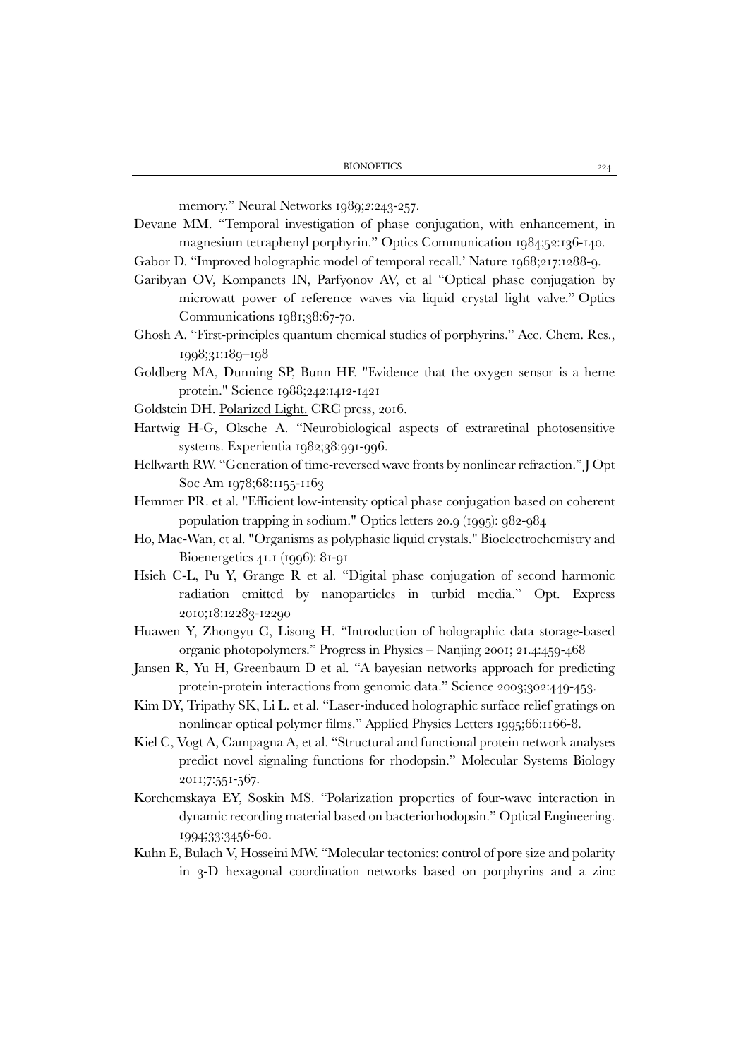memory.” Neural Networks 1989;2:243-257.

Devane MM. “Temporal investigation of phase conjugation, with enhancement, in magnesium tetraphenyl porphyrin.” Optics Communication 1984;52:136-140.

Gabor D. “Improved holographic model of temporal recall.’ Nature 1968;217:1288-9.

Garibyan OV, Kompanets IN, Parfyonov AV, et al “Optical phase conjugation by microwatt power of reference waves via liquid crystal light valve.” Optics Communications 1981;38:67-70.

Ghosh A. “First-principles quantum chemical studies of porphyrins.” Acc. Chem. Res., 1998;31:189–198

Goldberg MA, Dunning SP, Bunn HF. "Evidence that the oxygen sensor is a heme protein." Science 1988;242:1412-1421

Goldstein DH. Polarized Light. CRC press, 2016.

Hartwig H-G, Oksche A. “Neurobiological aspects of extraretinal photosensitive systems. Experientia 1982;38:991-996.

Hellwarth RW. “Generation of time-reversed wave fronts by nonlinear refraction.” J Opt Soc Am 1978;68:1155-1163

Hemmer PR. et al. "Efficient low-intensity optical phase conjugation based on coherent population trapping in sodium." Optics letters 20.9 (1995): 982-984

Ho, Mae-Wan, et al. "Organisms as polyphasic liquid crystals." Bioelectrochemistry and Bioenergetics 41.1 (1996): 81-91

Hsieh C-L, Pu Y, Grange R et al. “Digital phase conjugation of second harmonic radiation emitted by nanoparticles in turbid media.” Opt. Express 2010;18:12283-12290

Huawen Y, Zhongyu C, Lisong H. “Introduction of holographic data storage-based organic photopolymers.” Progress in Physics – Nanjing 2001; 21.4:459-468

Jansen R, Yu H, Greenbaum D et al. “A bayesian networks approach for predicting protein-protein interactions from genomic data.” Science 2003;302:449-453.

Kim DY, Tripathy SK, Li L. et al. “Laser-induced holographic surface relief gratings on nonlinear optical polymer films.” Applied Physics Letters 1995;66:1166-8.

Kiel C, Vogt A, Campagna A, et al. “Structural and functional protein network analyses predict novel signaling functions for rhodopsin.” Molecular Systems Biology 2011;7:551-567.

Korchemskaya EY, Soskin MS. “Polarization properties of four-wave interaction in dynamic recording material based on bacteriorhodopsin.” Optical Engineering. 1994;33:3456-60.

Kuhn E, Bulach V, Hosseini MW. “Molecular tectonics: control of pore size and polarity in 3-D hexagonal coordination networks based on porphyrins and a zinc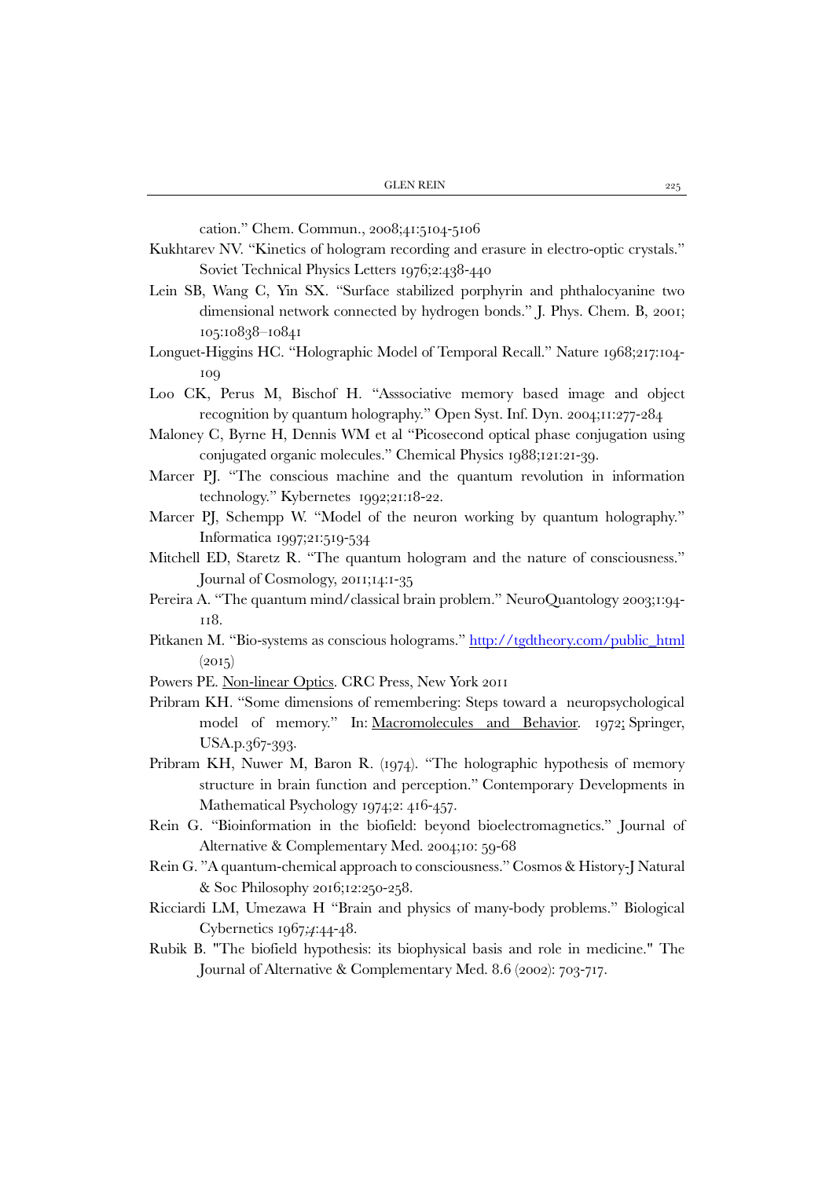cation." Chem. Commun., 2008;41:5104-5106

Kukhtarev NV. "Kinetics of hologram recording and erasure in electro-optic crystals." Soviet Technical Physics Letters 1976;2:438-440

Lein SB, Wang C, Yin SX. "Surface stabilized porphyrin and phthalocyanine two dimensional network connected by hydrogen bonds." J. Phys. Chem. B, 2001; 105:10838–10841

Longuet-Higgins HC. "Holographic Model of Temporal Recall." Nature 1968;217:104-109

Loo CK, Perus M, Bischof H. "Asssociative memory based image and object recognition by quantum holography." Open Syst. Inf. Dyn. 2004;11:277-284

Maloney C, Byrne H, Dennis WM et al "Picosecond optical phase conjugation using conjugated organic molecules." Chemical Physics 1988;121:21-39.

Marcer PJ. "The conscious machine and the quantum revolution in information technology." Kybernetes 1992;21:18-22.

Marcer PJ, Schempp W. "Model of the neuron working by quantum holography." Informatica 1997;21:519-534

Mitchell ED, Staretz R. "The quantum hologram and the nature of consciousness." Journal of Cosmology, 2011;14:1-35

Pereira A. "The quantum mind/classical brain problem." NeuroQuantology 2003;1:94-118.

Pitkanen M. "Bio-systems as conscious holograms." http://tgdtheory.com/public_html (2015)

Powers PE. Non-linear Optics. CRC Press, New York 2011

Pribram KH. "Some dimensions of remembering: Steps toward a neuropsychological model of memory." In: Macromolecules and Behavior. 1972; Springer, USA.p.367-393.

Pribram KH, Nuwer M, Baron R. (1974). "The holographic hypothesis of memory structure in brain function and perception." Contemporary Developments in Mathematical Psychology 1974;2: 416-457.

Rein G. "Bioinformation in the biofield: beyond bioelectromagnetics." Journal of Alternative & Complementary Med. 2004;10: 59-68

Rein G. "A quantum-chemical approach to consciousness." Cosmos & History-J Natural & Soc Philosophy 2016;12:250-258.

Ricciardi LM, Umezawa H "Brain and physics of many-body problems." Biological Cybernetics 1967;4:44-48.

Rubik B. "The biofield hypothesis: its biophysical basis and role in medicine." The Journal of Alternative & Complementary Med. 8.6 (2002): 703-717.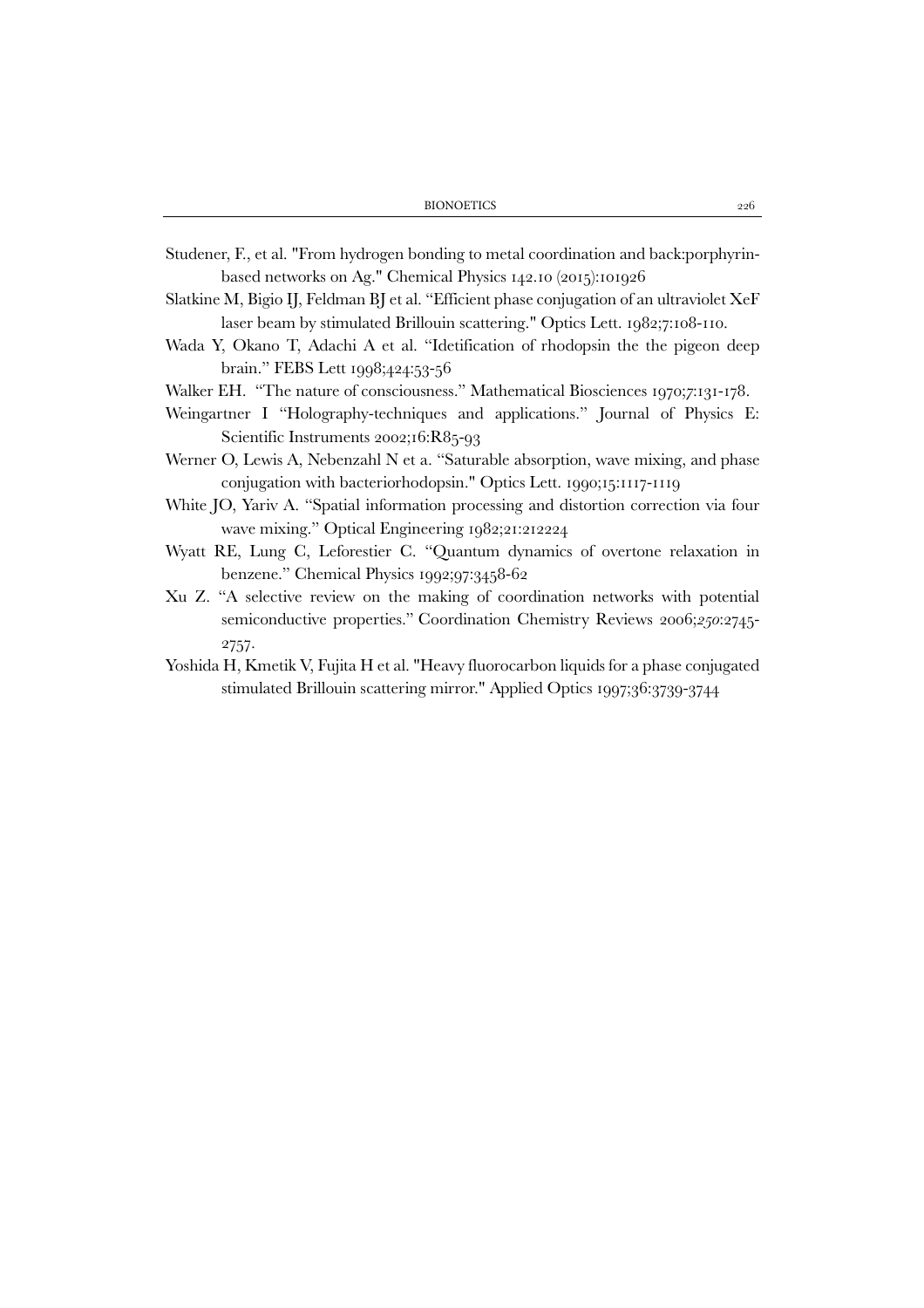Studener, F., et al. "From hydrogen bonding to metal coordination and back:porphyrin-based networks on Ag." Chemical Physics 142.10 (2015):101926

Slatkine M, Bigio IJ, Feldman BJ et al. "Efficient phase conjugation of an ultraviolet XeF laser beam by stimulated Brillouin scattering." Optics Lett. 1982;7:108-110.

Wada Y, Okano T, Adachi A et al. "Idetification of rhodopsin the the pigeon deep brain." FEBS Lett 1998;424:53-56

Walker EH. "The nature of consciousness." Mathematical Biosciences 1970;7:131-178.

Weingartner I "Holography-techniques and applications." Journal of Physics E: Scientific Instruments 2002;16:R85-93

Werner O, Lewis A, Nebenzahl N et a. "Saturable absorption, wave mixing, and phase conjugation with bacteriorhodopsin." Optics Lett. 1990;15:1117-1119

White JO, Yariv A. "Spatial information processing and distortion correction via four wave mixing." Optical Engineering 1982;21:212224

Wyatt RE, Lung C, Leforestier C. "Quantum dynamics of overtone relaxation in benzene." Chemical Physics 1992;97:3458-62

Xu Z. "A selective review on the making of coordination networks with potential semiconductive properties." Coordination Chemistry Reviews 2006;*250*:2745-2757.

Yoshida H, Kmetik V, Fujita H et al. "Heavy fluorocarbon liquids for a phase conjugated stimulated Brillouin scattering mirror." Applied Optics 1997;36:3739-3744